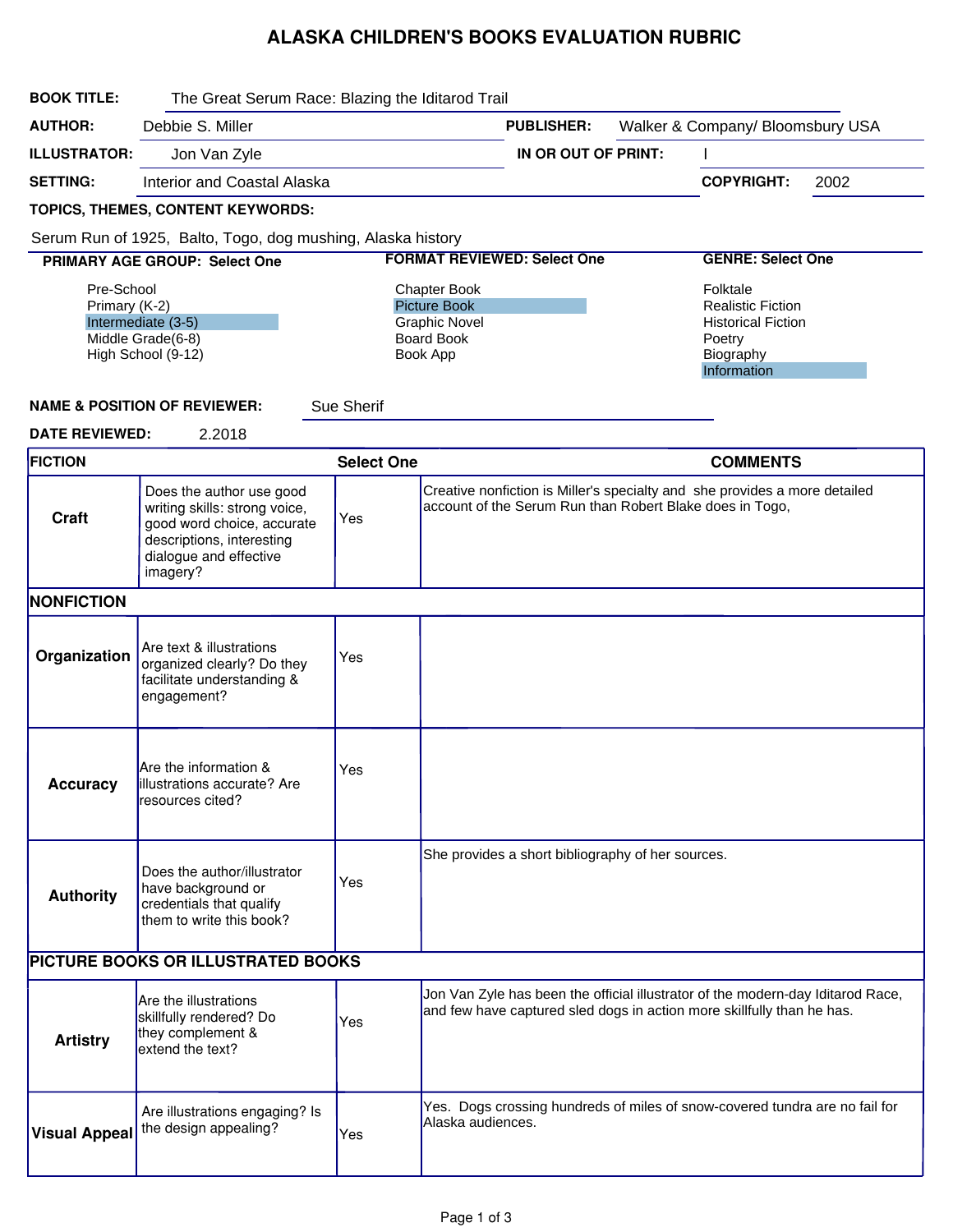# ALASKA CHILDREN'S BOOKS EVALUATION RUBRIC

**BOOK TITLE:** The Great Serum Race: Blazing the Iditarod Trail

**AUTHOR:** Debbie S. Miller

**PUBLISHER:** Walker & Company/ Bloomsbury USA

**ILLUSTRATOR:** Jon Van Zyle

**IN OR OUT OF PRINT:** I

**SETTING:** Interior and Coastal Alaska

**COPYRIGHT:** 2002

**TOPICS, THEMES, CONTENT KEYWORDS:**

Serum Run of 1925, Balto, Togo, dog mushing, Alaska history

**PRIMARY AGE GROUP: Select One**

- Pre-School
- Primary (K-2)
- **Intermediate (3-5)** (selected)
- Middle Grade(6-8)
- High School (9-12)

**FORMAT REVIEWED: Select One**

- Chapter Book
- **Picture Book** (selected)
- Graphic Novel
- Board Book
- Book App

**GENRE: Select One**

- Folktale
- Realistic Fiction
- Historical Fiction
- Poetry
- Biography
- **Information** (selected)

**NAME & POSITION OF REVIEWER:** Sue Sherif

**DATE REVIEWED:** 2.2018

| FICTION | | Select One | COMMENTS |
|---|---|---|---|
| **Craft** | Does the author use good writing skills: strong voice, good word choice, accurate descriptions, interesting dialogue and effective imagery? | Yes | Creative nonfiction is Miller's specialty and she provides a more detailed account of the Serum Run than Robert Blake does in Togo, |
| **NONFICTION** | | | |
| **Organization** | Are text & illustrations organized clearly? Do they facilitate understanding & engagement? | Yes | |
| **Accuracy** | Are the information & illustrations accurate? Are resources cited? | Yes | |
| **Authority** | Does the author/illustrator have background or credentials that qualify them to write this book? | Yes | She provides a short bibliography of her sources. |
| **PICTURE BOOKS OR ILLUSTRATED BOOKS** | | | |
| **Artistry** | Are the illustrations skillfully rendered? Do they complement & extend the text? | Yes | Jon Van Zyle has been the official illustrator of the modern-day Iditarod Race, and few have captured sled dogs in action more skillfully than he has. |
| **Visual Appeal** | Are illustrations engaging? Is the design appealing? | Yes | Yes. Dogs crossing hundreds of miles of snow-covered tundra are no fail for Alaska audiences. |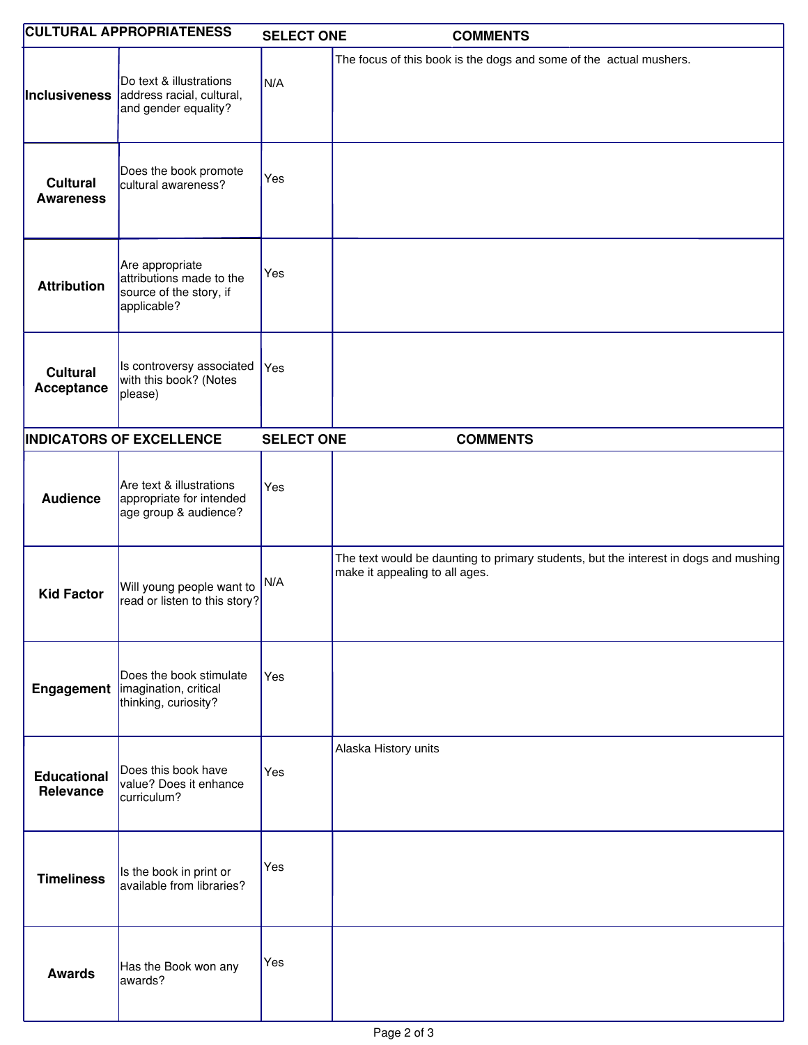| CULTURAL APPROPRIATENESS | | SELECT ONE | COMMENTS |
|---|---|---|---|
| **Inclusiveness** | Do text & illustrations address racial, cultural, and gender equality? | N/A | The focus of this book is the dogs and some of the actual mushers. |
| **Cultural Awareness** | Does the book promote cultural awareness? | Yes | |
| **Attribution** | Are appropriate attributions made to the source of the story, if applicable? | Yes | |
| **Cultural Acceptance** | Is controversy associated with this book? (Notes please) | Yes | |
| **INDICATORS OF EXCELLENCE** | | **SELECT ONE** | **COMMENTS** |
| **Audience** | Are text & illustrations appropriate for intended age group & audience? | Yes | |
| **Kid Factor** | Will young people want to read or listen to this story? | N/A | The text would be daunting to primary students, but the interest in dogs and mushing make it appealing to all ages. |
| **Engagement** | Does the book stimulate imagination, critical thinking, curiosity? | Yes | |
| **Educational Relevance** | Does this book have value? Does it enhance curriculum? | Yes | Alaska History units |
| **Timeliness** | Is the book in print or available from libraries? | Yes | |
| **Awards** | Has the Book won any awards? | Yes | |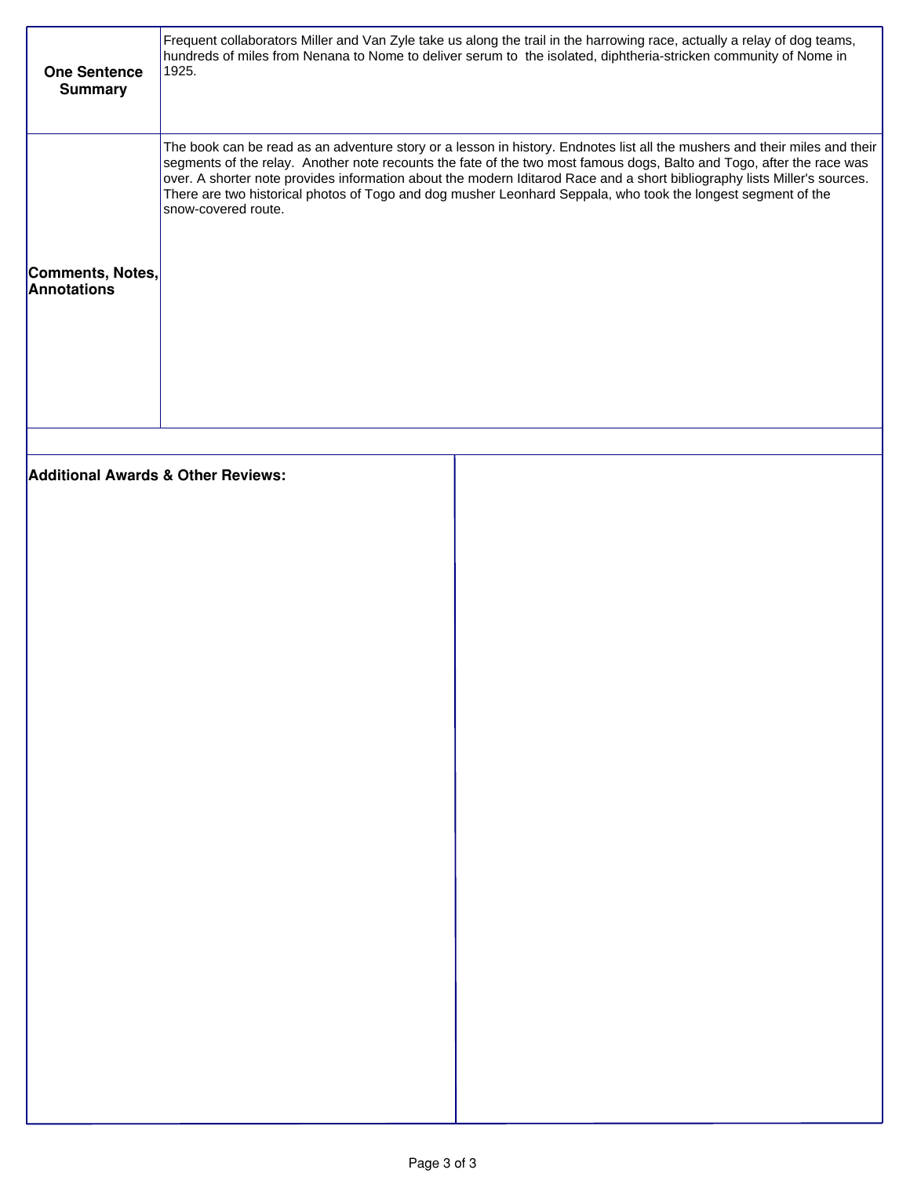| | |
|---|---|
| **One Sentence Summary** | Frequent collaborators Miller and Van Zyle take us along the trail in the harrowing race, actually a relay of dog teams, hundreds of miles from Nenana to Nome to deliver serum to the isolated, diphtheria-stricken community of Nome in 1925. |
| **Comments, Notes, Annotations** | The book can be read as an adventure story or a lesson in history. Endnotes list all the mushers and their miles and their segments of the relay. Another note recounts the fate of the two most famous dogs, Balto and Togo, after the race was over. A shorter note provides information about the modern Iditarod Race and a short bibliography lists Miller's sources. There are two historical photos of Togo and dog musher Leonhard Seppala, who took the longest segment of the snow-covered route. |

**Additional Awards & Other Reviews:**